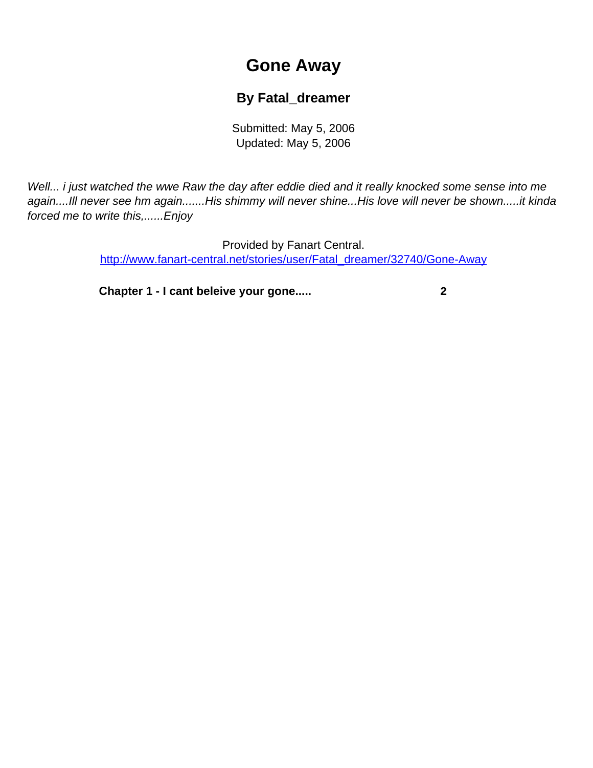# Gone Away

### By Fatal_dreamer

Submitted: May 5, 2006
Updated: May 5, 2006

*Well... i just watched the wwe Raw the day after eddie died and it really knocked some sense into me again....Ill never see hm again.......His shimmy will never shine...His love will never be shown.....it kinda forced me to write this,......Enjoy*

Provided by Fanart Central.
http://www.fanart-central.net/stories/user/Fatal_dreamer/32740/Gone-Away

**Chapter 1 - I cant beleive your gone.....** **2**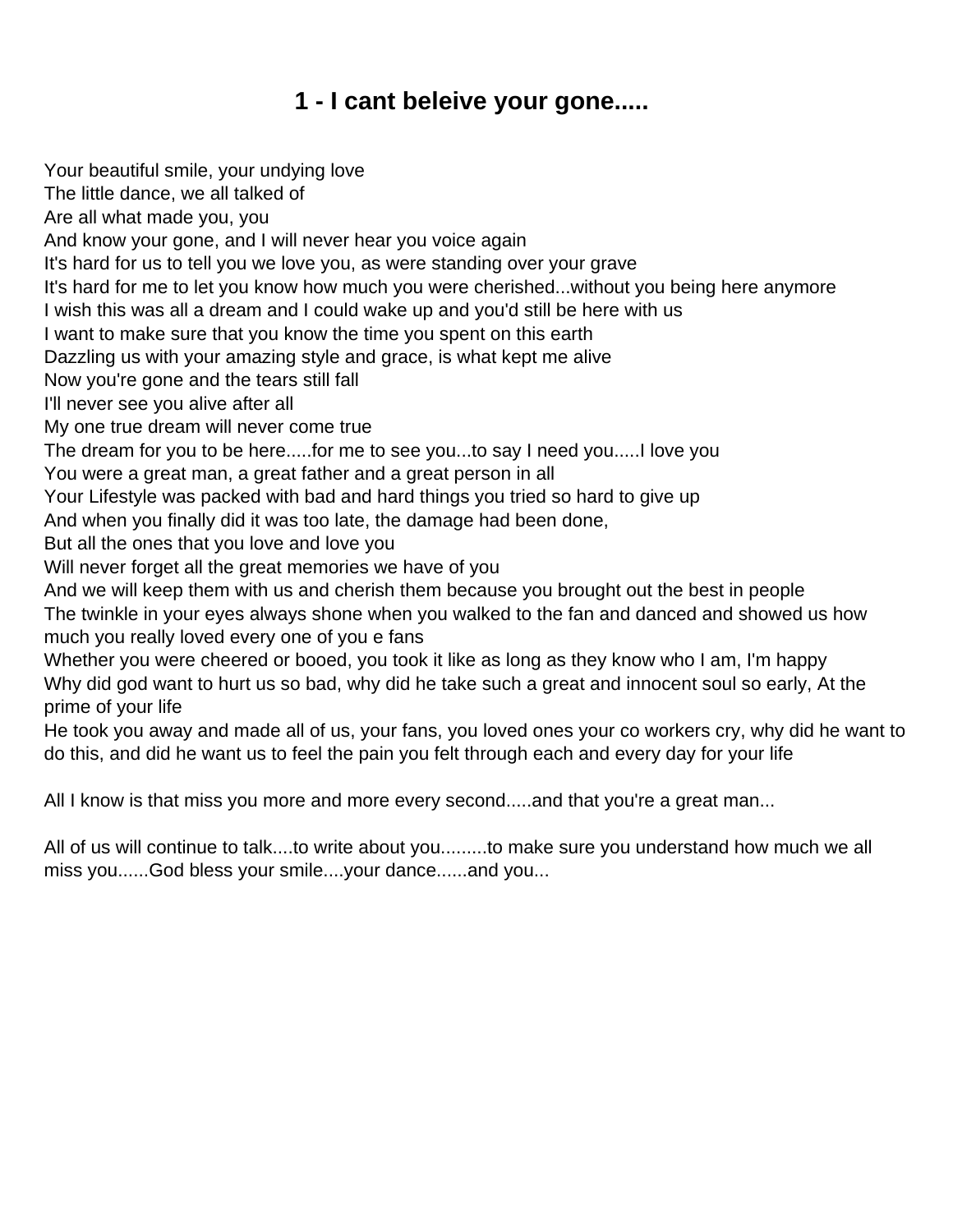# 1 - I cant beleive your gone.....

Your beautiful smile, your undying love
The little dance, we all talked of
Are all what made you, you
And know your gone, and I will never hear you voice again
It's hard for us to tell you we love you, as were standing over your grave
It's hard for me to let you know how much you were cherished...without you being here anymore
I wish this was all a dream and I could wake up and you'd still be here with us
I want to make sure that you know the time you spent on this earth
Dazzling us with your amazing style and grace, is what kept me alive
Now you're gone and the tears still fall
I'll never see you alive after all
My one true dream will never come true
The dream for you to be here.....for me to see you...to say I need you.....I love you
You were a great man, a great father and a great person in all
Your Lifestyle was packed with bad and hard things you tried so hard to give up
And when you finally did it was too late, the damage had been done,
But all the ones that you love and love you
Will never forget all the great memories we have of you
And we will keep them with us and cherish them because you brought out the best in people
The twinkle in your eyes always shone when you walked to the fan and danced and showed us how much you really loved every one of you e fans
Whether you were cheered or booed, you took it like as long as they know who I am, I'm happy
Why did god want to hurt us so bad, why did he take such a great and innocent soul so early, At the prime of your life
He took you away and made all of us, your fans, you loved ones your co workers cry, why did he want to do this, and did he want us to feel the pain you felt through each and every day for your life

All I know is that miss you more and more every second.....and that you're a great man...

All of us will continue to talk....to write about you.........to make sure you understand how much we all miss you......God bless your smile....your dance......and you...